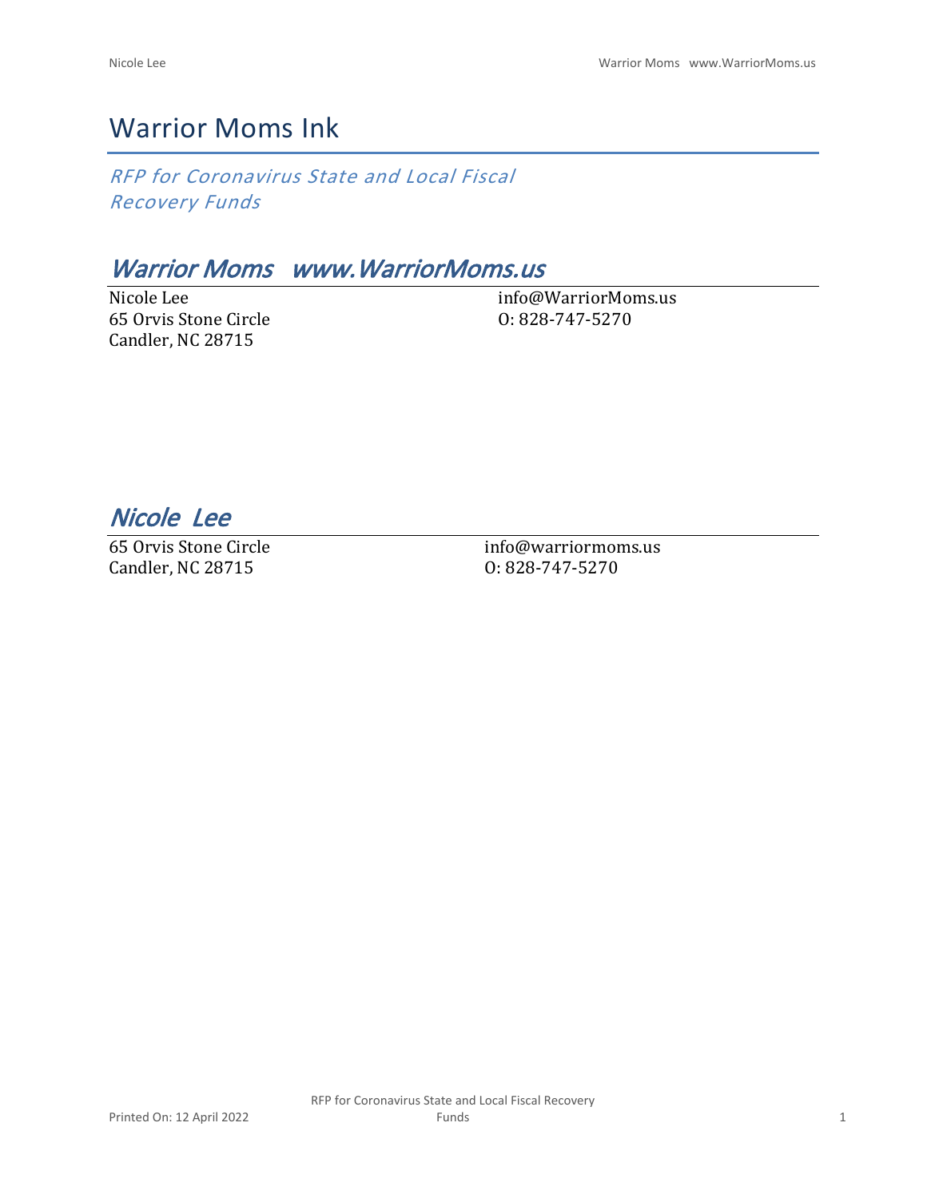# Warrior Moms Ink

*RFP for Coronavirus State and Local Fiscal Recovery Funds*

## *Warrior Moms   www.WarriorMoms.us*

Nicole Lee
65 Orvis Stone Circle
Candler, NC 28715

info@WarriorMoms.us
O: 828-747-5270

## *Nicole  Lee*

65 Orvis Stone Circle
Candler, NC 28715

info@warriormoms.us
O: 828-747-5270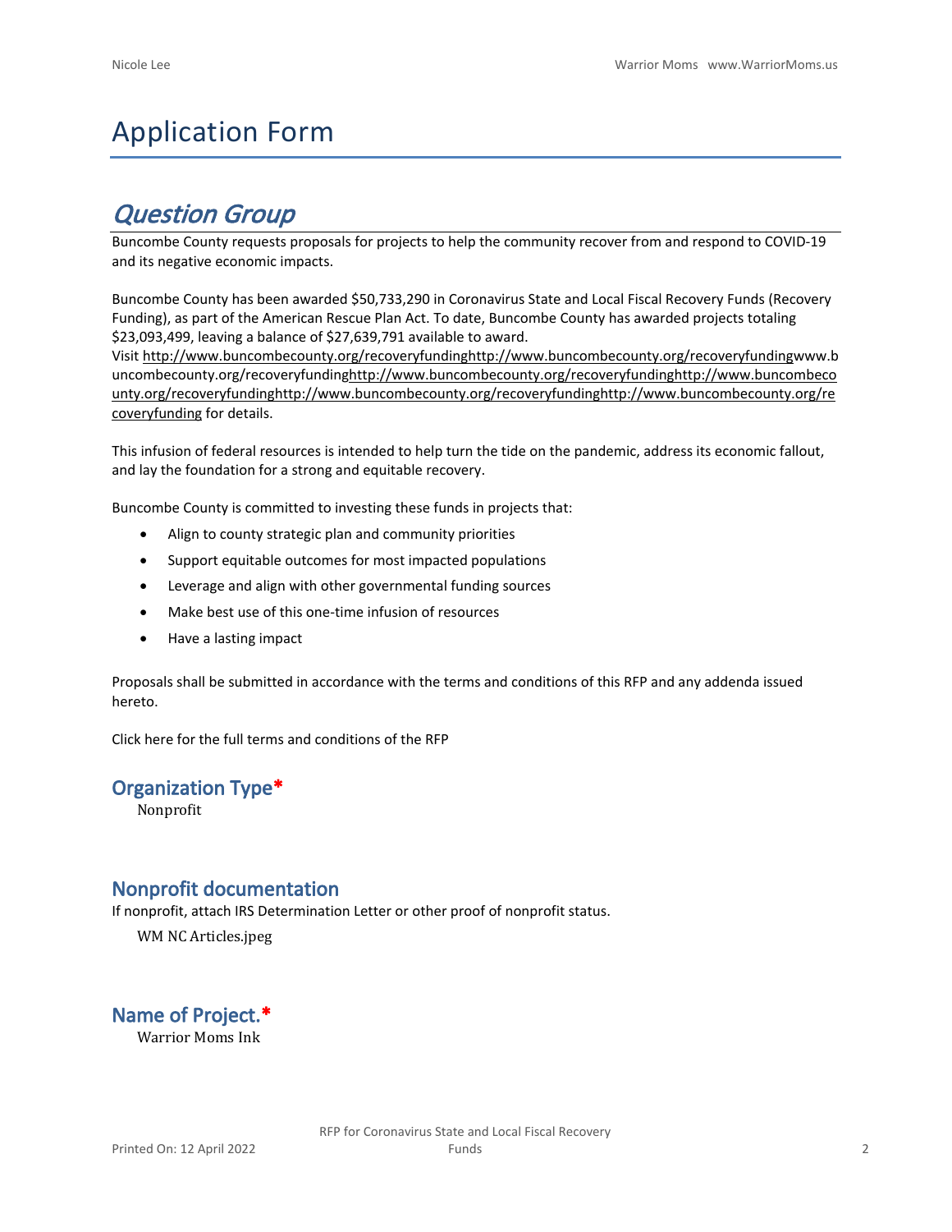# Application Form

## *Question Group*

Buncombe County requests proposals for projects to help the community recover from and respond to COVID-19 and its negative economic impacts.

Buncombe County has been awarded $50,733,290 in Coronavirus State and Local Fiscal Recovery Funds (Recovery Funding), as part of the American Rescue Plan Act. To date, Buncombe County has awarded projects totaling $23,093,499, leaving a balance of $27,639,791 available to award.

Visit http://www.buncombecounty.org/recoveryfundinghttp://www.buncombecounty.org/recoveryfundingwww.buncombecounty.org/recoveryfundinghttp://www.buncombecounty.org/recoveryfundinghttp://www.buncombecounty.org/recoveryfundinghttp://www.buncombecounty.org/recoveryfundinghttp://www.buncombecounty.org/recoveryfunding for details.

This infusion of federal resources is intended to help turn the tide on the pandemic, address its economic fallout, and lay the foundation for a strong and equitable recovery.

Buncombe County is committed to investing these funds in projects that:

- Align to county strategic plan and community priorities
- Support equitable outcomes for most impacted populations
- Leverage and align with other governmental funding sources
- Make best use of this one-time infusion of resources
- Have a lasting impact

Proposals shall be submitted in accordance with the terms and conditions of this RFP and any addenda issued hereto.

Click here for the full terms and conditions of the RFP

### Organization Type*

Nonprofit

### Nonprofit documentation

If nonprofit, attach IRS Determination Letter or other proof of nonprofit status.

WM NC Articles.jpeg

### Name of Project.*

Warrior Moms Ink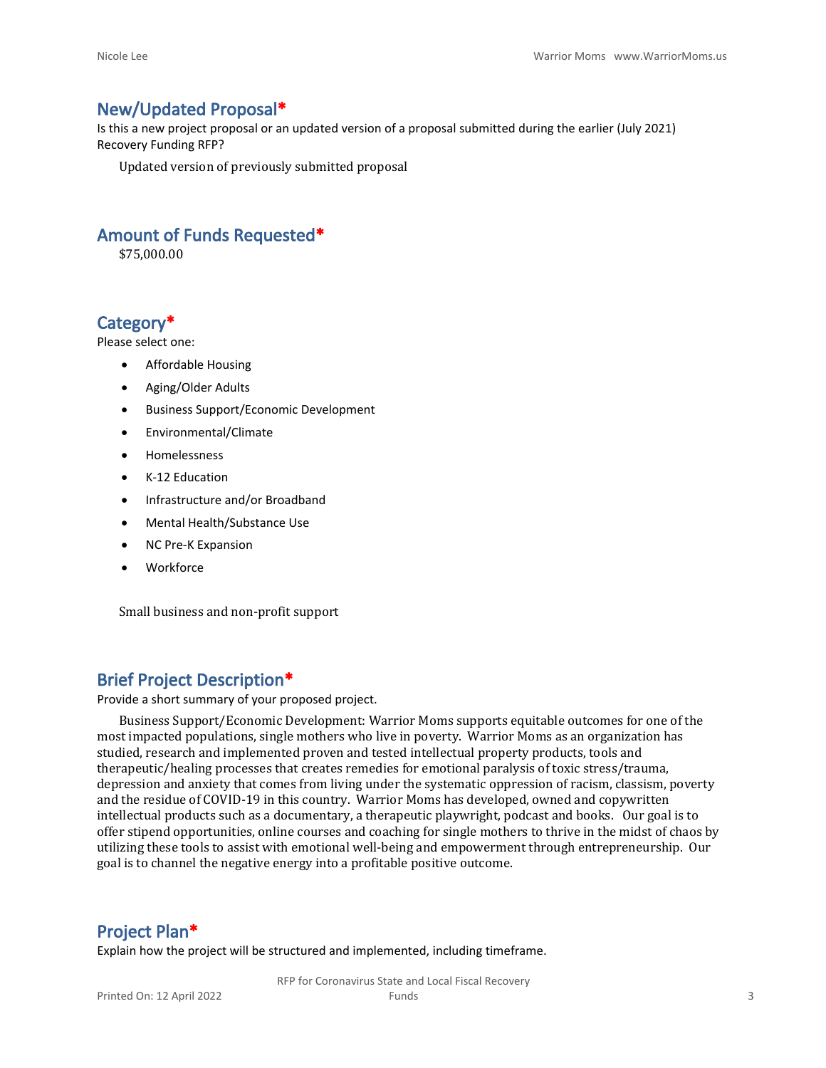## New/Updated Proposal*

Is this a new project proposal or an updated version of a proposal submitted during the earlier (July 2021) Recovery Funding RFP?

Updated version of previously submitted proposal

## Amount of Funds Requested*

$75,000.00

## Category*

Please select one:

- Affordable Housing
- Aging/Older Adults
- Business Support/Economic Development
- Environmental/Climate
- Homelessness
- K-12 Education
- Infrastructure and/or Broadband
- Mental Health/Substance Use
- NC Pre-K Expansion
- Workforce

Small business and non-profit support

## Brief Project Description*

Provide a short summary of your proposed project.

Business Support/Economic Development: Warrior Moms supports equitable outcomes for one of the most impacted populations, single mothers who live in poverty. Warrior Moms as an organization has studied, research and implemented proven and tested intellectual property products, tools and therapeutic/healing processes that creates remedies for emotional paralysis of toxic stress/trauma, depression and anxiety that comes from living under the systematic oppression of racism, classism, poverty and the residue of COVID-19 in this country. Warrior Moms has developed, owned and copywritten intellectual products such as a documentary, a therapeutic playwright, podcast and books. Our goal is to offer stipend opportunities, online courses and coaching for single mothers to thrive in the midst of chaos by utilizing these tools to assist with emotional well-being and empowerment through entrepreneurship. Our goal is to channel the negative energy into a profitable positive outcome.

## Project Plan*

Explain how the project will be structured and implemented, including timeframe.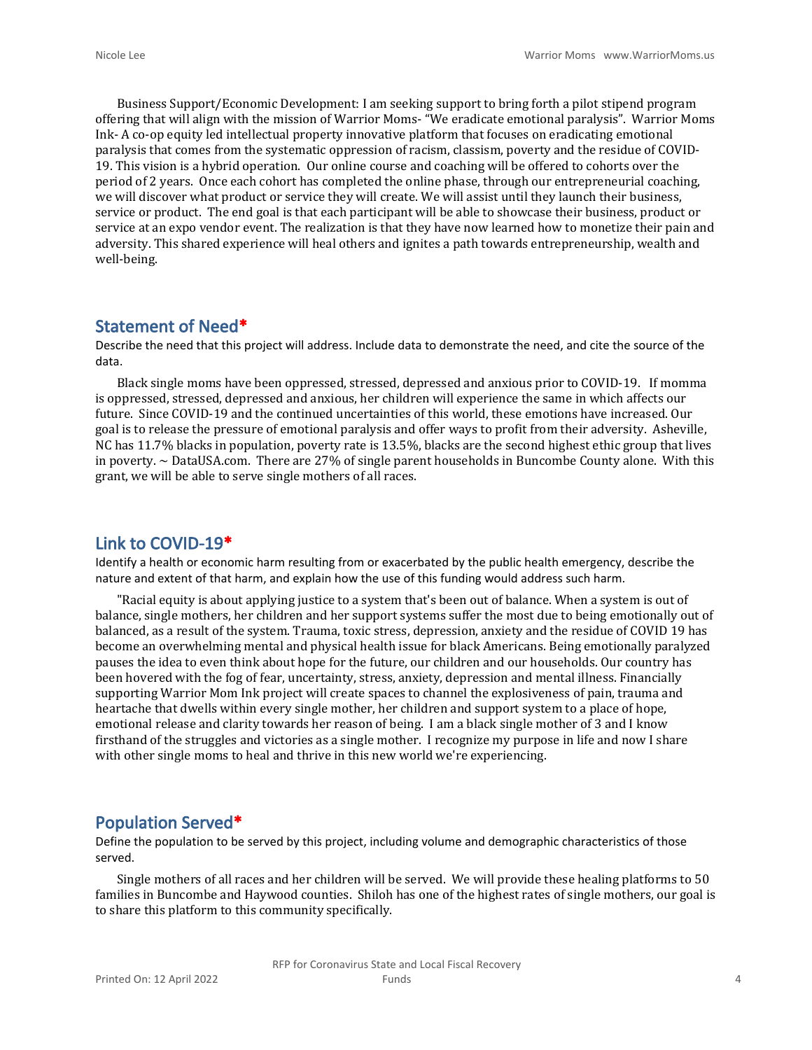Business Support/Economic Development: I am seeking support to bring forth a pilot stipend program offering that will align with the mission of Warrior Moms- "We eradicate emotional paralysis". Warrior Moms Ink- A co-op equity led intellectual property innovative platform that focuses on eradicating emotional paralysis that comes from the systematic oppression of racism, classism, poverty and the residue of COVID-19. This vision is a hybrid operation. Our online course and coaching will be offered to cohorts over the period of 2 years. Once each cohort has completed the online phase, through our entrepreneurial coaching, we will discover what product or service they will create. We will assist until they launch their business, service or product. The end goal is that each participant will be able to showcase their business, product or service at an expo vendor event. The realization is that they have now learned how to monetize their pain and adversity. This shared experience will heal others and ignites a path towards entrepreneurship, wealth and well-being.

## Statement of Need*

Describe the need that this project will address. Include data to demonstrate the need, and cite the source of the data.

Black single moms have been oppressed, stressed, depressed and anxious prior to COVID-19. If momma is oppressed, stressed, depressed and anxious, her children will experience the same in which affects our future. Since COVID-19 and the continued uncertainties of this world, these emotions have increased. Our goal is to release the pressure of emotional paralysis and offer ways to profit from their adversity. Asheville, NC has 11.7% blacks in population, poverty rate is 13.5%, blacks are the second highest ethic group that lives in poverty. ~ DataUSA.com. There are 27% of single parent households in Buncombe County alone. With this grant, we will be able to serve single mothers of all races.

## Link to COVID-19*

Identify a health or economic harm resulting from or exacerbated by the public health emergency, describe the nature and extent of that harm, and explain how the use of this funding would address such harm.

"Racial equity is about applying justice to a system that's been out of balance. When a system is out of balance, single mothers, her children and her support systems suffer the most due to being emotionally out of balanced, as a result of the system. Trauma, toxic stress, depression, anxiety and the residue of COVID 19 has become an overwhelming mental and physical health issue for black Americans. Being emotionally paralyzed pauses the idea to even think about hope for the future, our children and our households. Our country has been hovered with the fog of fear, uncertainty, stress, anxiety, depression and mental illness. Financially supporting Warrior Mom Ink project will create spaces to channel the explosiveness of pain, trauma and heartache that dwells within every single mother, her children and support system to a place of hope, emotional release and clarity towards her reason of being. I am a black single mother of 3 and I know firsthand of the struggles and victories as a single mother. I recognize my purpose in life and now I share with other single moms to heal and thrive in this new world we're experiencing.

## Population Served*

Define the population to be served by this project, including volume and demographic characteristics of those served.

Single mothers of all races and her children will be served. We will provide these healing platforms to 50 families in Buncombe and Haywood counties. Shiloh has one of the highest rates of single mothers, our goal is to share this platform to this community specifically.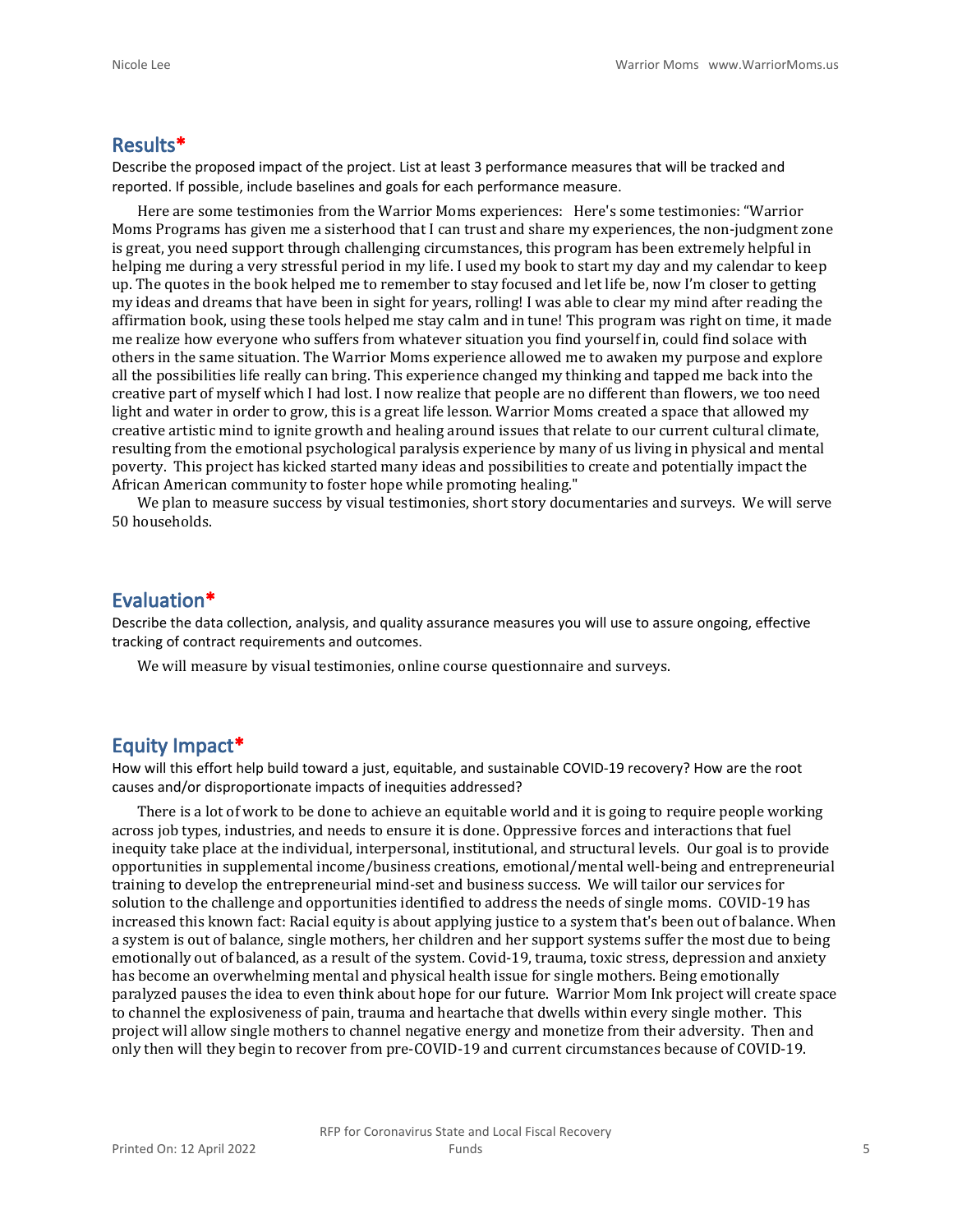## Results*

Describe the proposed impact of the project. List at least 3 performance measures that will be tracked and reported. If possible, include baselines and goals for each performance measure.

Here are some testimonies from the Warrior Moms experiences: Here's some testimonies: "Warrior Moms Programs has given me a sisterhood that I can trust and share my experiences, the non-judgment zone is great, you need support through challenging circumstances, this program has been extremely helpful in helping me during a very stressful period in my life. I used my book to start my day and my calendar to keep up. The quotes in the book helped me to remember to stay focused and let life be, now I'm closer to getting my ideas and dreams that have been in sight for years, rolling! I was able to clear my mind after reading the affirmation book, using these tools helped me stay calm and in tune! This program was right on time, it made me realize how everyone who suffers from whatever situation you find yourself in, could find solace with others in the same situation. The Warrior Moms experience allowed me to awaken my purpose and explore all the possibilities life really can bring. This experience changed my thinking and tapped me back into the creative part of myself which I had lost. I now realize that people are no different than flowers, we too need light and water in order to grow, this is a great life lesson. Warrior Moms created a space that allowed my creative artistic mind to ignite growth and healing around issues that relate to our current cultural climate, resulting from the emotional psychological paralysis experience by many of us living in physical and mental poverty. This project has kicked started many ideas and possibilities to create and potentially impact the African American community to foster hope while promoting healing."

We plan to measure success by visual testimonies, short story documentaries and surveys. We will serve 50 households.

## Evaluation*

Describe the data collection, analysis, and quality assurance measures you will use to assure ongoing, effective tracking of contract requirements and outcomes.

We will measure by visual testimonies, online course questionnaire and surveys.

## Equity Impact*

How will this effort help build toward a just, equitable, and sustainable COVID-19 recovery? How are the root causes and/or disproportionate impacts of inequities addressed?

There is a lot of work to be done to achieve an equitable world and it is going to require people working across job types, industries, and needs to ensure it is done. Oppressive forces and interactions that fuel inequity take place at the individual, interpersonal, institutional, and structural levels. Our goal is to provide opportunities in supplemental income/business creations, emotional/mental well-being and entrepreneurial training to develop the entrepreneurial mind-set and business success. We will tailor our services for solution to the challenge and opportunities identified to address the needs of single moms. COVID-19 has increased this known fact: Racial equity is about applying justice to a system that's been out of balance. When a system is out of balance, single mothers, her children and her support systems suffer the most due to being emotionally out of balanced, as a result of the system. Covid-19, trauma, toxic stress, depression and anxiety has become an overwhelming mental and physical health issue for single mothers. Being emotionally paralyzed pauses the idea to even think about hope for our future. Warrior Mom Ink project will create space to channel the explosiveness of pain, trauma and heartache that dwells within every single mother. This project will allow single mothers to channel negative energy and monetize from their adversity. Then and only then will they begin to recover from pre-COVID-19 and current circumstances because of COVID-19.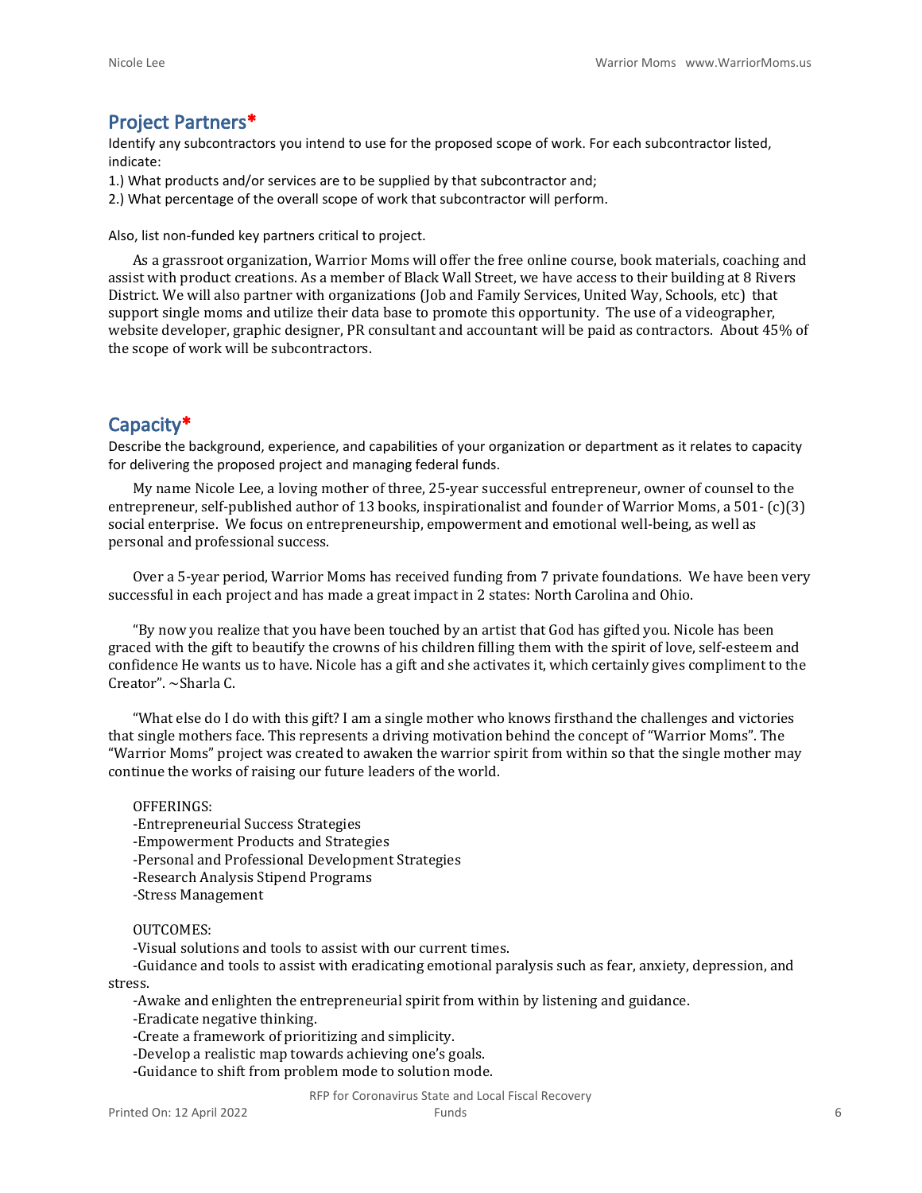## Project Partners*

Identify any subcontractors you intend to use for the proposed scope of work. For each subcontractor listed, indicate:

1.) What products and/or services are to be supplied by that subcontractor and;

2.) What percentage of the overall scope of work that subcontractor will perform.

Also, list non-funded key partners critical to project.

As a grassroot organization, Warrior Moms will offer the free online course, book materials, coaching and assist with product creations. As a member of Black Wall Street, we have access to their building at 8 Rivers District. We will also partner with organizations (Job and Family Services, United Way, Schools, etc) that support single moms and utilize their data base to promote this opportunity. The use of a videographer, website developer, graphic designer, PR consultant and accountant will be paid as contractors. About 45% of the scope of work will be subcontractors.

## Capacity*

Describe the background, experience, and capabilities of your organization or department as it relates to capacity for delivering the proposed project and managing federal funds.

My name Nicole Lee, a loving mother of three, 25-year successful entrepreneur, owner of counsel to the entrepreneur, self-published author of 13 books, inspirationalist and founder of Warrior Moms, a 501- (c)(3) social enterprise. We focus on entrepreneurship, empowerment and emotional well-being, as well as personal and professional success.

Over a 5-year period, Warrior Moms has received funding from 7 private foundations. We have been very successful in each project and has made a great impact in 2 states: North Carolina and Ohio.

"By now you realize that you have been touched by an artist that God has gifted you. Nicole has been graced with the gift to beautify the crowns of his children filling them with the spirit of love, self-esteem and confidence He wants us to have. Nicole has a gift and she activates it, which certainly gives compliment to the Creator". ~Sharla C.

"What else do I do with this gift? I am a single mother who knows firsthand the challenges and victories that single mothers face. This represents a driving motivation behind the concept of "Warrior Moms". The "Warrior Moms" project was created to awaken the warrior spirit from within so that the single mother may continue the works of raising our future leaders of the world.

OFFERINGS:

-Entrepreneurial Success Strategies
-Empowerment Products and Strategies
-Personal and Professional Development Strategies
-Research Analysis Stipend Programs
-Stress Management

OUTCOMES:

-Visual solutions and tools to assist with our current times.
-Guidance and tools to assist with eradicating emotional paralysis such as fear, anxiety, depression, and stress.
-Awake and enlighten the entrepreneurial spirit from within by listening and guidance.
-Eradicate negative thinking.
-Create a framework of prioritizing and simplicity.
-Develop a realistic map towards achieving one's goals.
-Guidance to shift from problem mode to solution mode.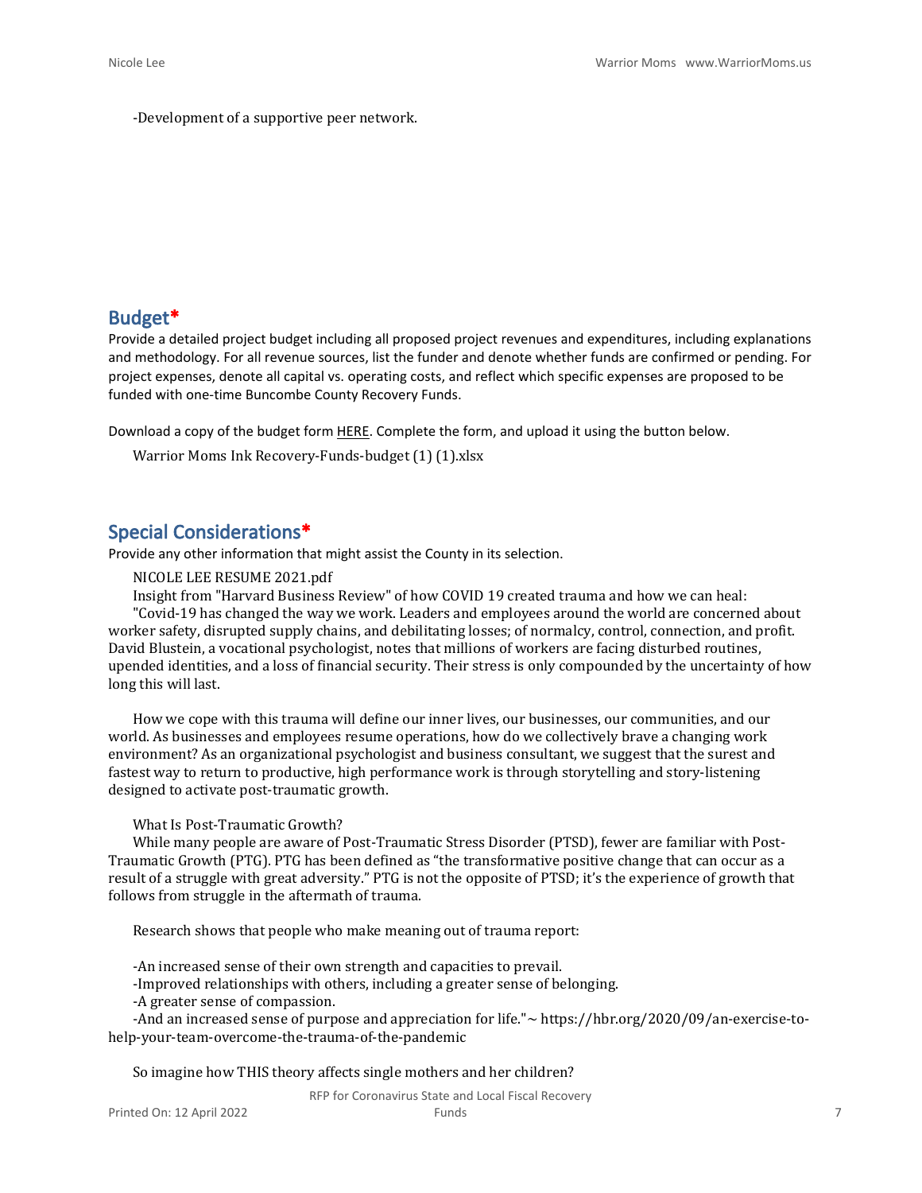-Development of a supportive peer network.

## Budget*

Provide a detailed project budget including all proposed project revenues and expenditures, including explanations and methodology. For all revenue sources, list the funder and denote whether funds are confirmed or pending. For project expenses, denote all capital vs. operating costs, and reflect which specific expenses are proposed to be funded with one-time Buncombe County Recovery Funds.

Download a copy of the budget form HERE. Complete the form, and upload it using the button below.

Warrior Moms Ink Recovery-Funds-budget (1) (1).xlsx

## Special Considerations*

Provide any other information that might assist the County in its selection.

NICOLE LEE RESUME 2021.pdf

Insight from "Harvard Business Review" of how COVID 19 created trauma and how we can heal:

"Covid-19 has changed the way we work. Leaders and employees around the world are concerned about worker safety, disrupted supply chains, and debilitating losses; of normalcy, control, connection, and profit. David Blustein, a vocational psychologist, notes that millions of workers are facing disturbed routines, upended identities, and a loss of financial security. Their stress is only compounded by the uncertainty of how long this will last.

How we cope with this trauma will define our inner lives, our businesses, our communities, and our world. As businesses and employees resume operations, how do we collectively brave a changing work environment? As an organizational psychologist and business consultant, we suggest that the surest and fastest way to return to productive, high performance work is through storytelling and story-listening designed to activate post-traumatic growth.

What Is Post-Traumatic Growth?

While many people are aware of Post-Traumatic Stress Disorder (PTSD), fewer are familiar with Post-Traumatic Growth (PTG). PTG has been defined as "the transformative positive change that can occur as a result of a struggle with great adversity." PTG is not the opposite of PTSD; it's the experience of growth that follows from struggle in the aftermath of trauma.

Research shows that people who make meaning out of trauma report:

-An increased sense of their own strength and capacities to prevail.

-Improved relationships with others, including a greater sense of belonging.

-A greater sense of compassion.

-And an increased sense of purpose and appreciation for life."~ https://hbr.org/2020/09/an-exercise-to-help-your-team-overcome-the-trauma-of-the-pandemic

So imagine how THIS theory affects single mothers and her children?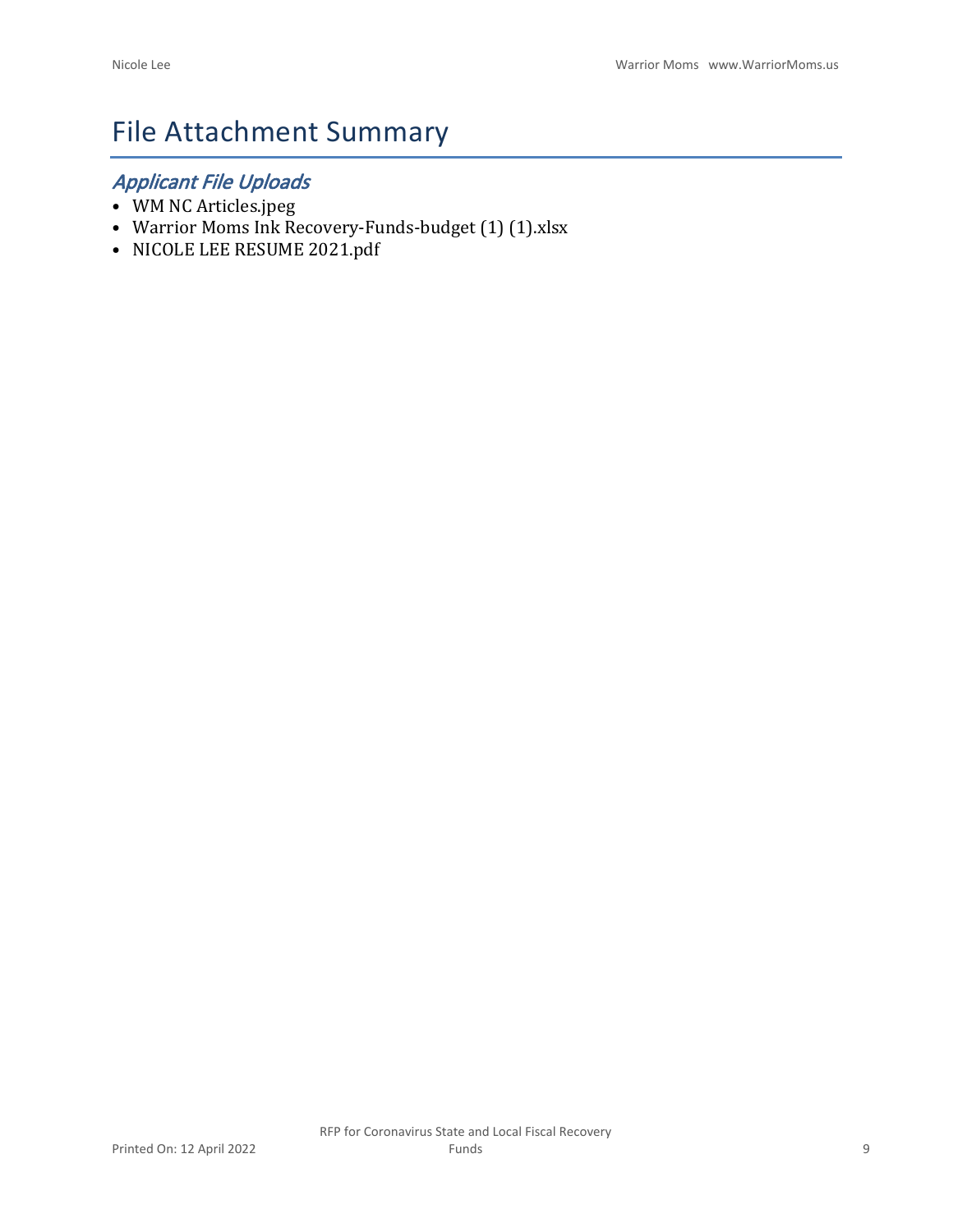# File Attachment Summary

## *Applicant File Uploads*

- WM NC Articles.jpeg
- Warrior Moms Ink Recovery-Funds-budget (1) (1).xlsx
- NICOLE LEE RESUME 2021.pdf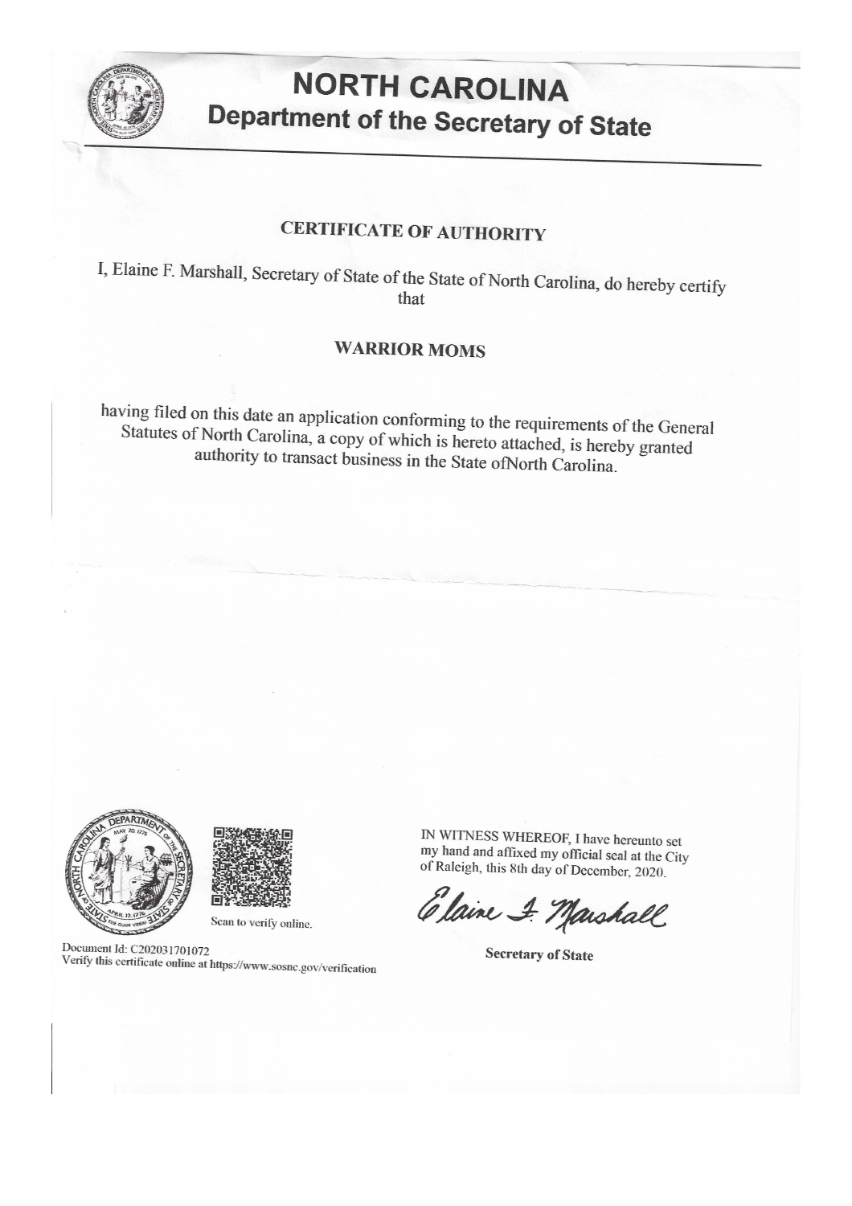# NORTH CAROLINA
## Department of the Secretary of State

### CERTIFICATE OF AUTHORITY

I, Elaine F. Marshall, Secretary of State of the State of North Carolina, do hereby certify that

**WARRIOR MOMS**

having filed on this date an application conforming to the requirements of the General Statutes of North Carolina, a copy of which is hereto attached, is hereby granted authority to transact business in the State ofNorth Carolina.

Scan to verify online.

IN WITNESS WHEREOF, I have hereunto set my hand and affixed my official seal at the City of Raleigh, this 8th day of December, 2020.

Elaine F. Marshall

**Secretary of State**

Document Id: C202031701072
Verify this certificate online at https://www.sosnc.gov/verification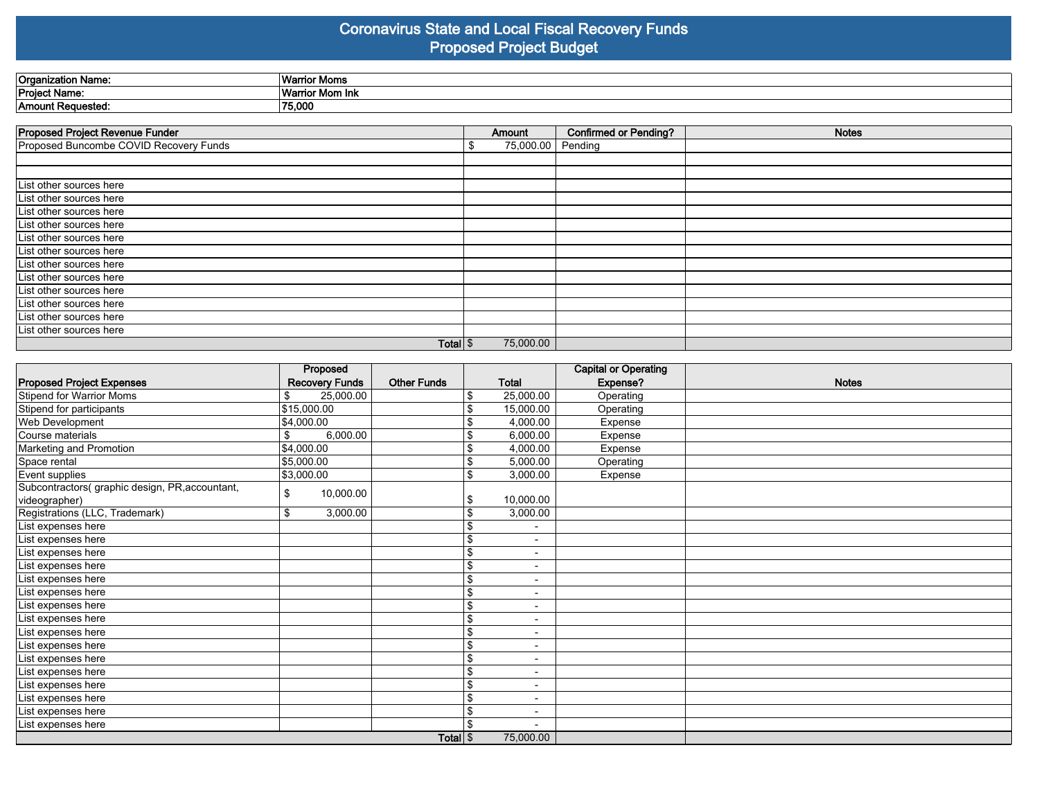# Coronavirus State and Local Fiscal Recovery Funds
## Proposed Project Budget

| | |
|---|---|
| **Organization Name:** | **Warrior Moms** |
| **Project Name:** | **Warrior Mom Ink** |
| **Amount Requested:** | **75,000** |

| Proposed Project Revenue Funder | Amount | Confirmed or Pending? | Notes |
|---|---|---|---|
| Proposed Buncombe COVID Recovery Funds | $ 75,000.00 | Pending | |
| | | | |
| | | | |
| List other sources here | | | |
| List other sources here | | | |
| List other sources here | | | |
| List other sources here | | | |
| List other sources here | | | |
| List other sources here | | | |
| List other sources here | | | |
| List other sources here | | | |
| List other sources here | | | |
| List other sources here | | | |
| List other sources here | | | |
| List other sources here | | | |
| Total | $ 75,000.00 | | |

| Proposed Project Expenses | Proposed Recovery Funds | Other Funds | Total | Capital or Operating Expense? | Notes |
|---|---|---|---|---|---|
| Stipend for Warrior Moms | $ 25,000.00 | | $ 25,000.00 | Operating | |
| Stipend for participants | $15,000.00 | | $ 15,000.00 | Operating | |
| Web Development | $4,000.00 | | $ 4,000.00 | Expense | |
| Course materials | $ 6,000.00 | | $ 6,000.00 | Expense | |
| Marketing and Promotion | $4,000.00 | | $ 4,000.00 | Expense | |
| Space rental | $5,000.00 | | $ 5,000.00 | Operating | |
| Event supplies | $3,000.00 | | $ 3,000.00 | Expense | |
| Subcontractors( graphic design, PR,accountant, videographer) | $ 10,000.00 | | $ 10,000.00 | | |
| Registrations (LLC, Trademark) | $ 3,000.00 | | $ 3,000.00 | | |
| List expenses here | | | $ - | | |
| List expenses here | | | $ - | | |
| List expenses here | | | $ - | | |
| List expenses here | | | $ - | | |
| List expenses here | | | $ - | | |
| List expenses here | | | $ - | | |
| List expenses here | | | $ - | | |
| List expenses here | | | $ - | | |
| List expenses here | | | $ - | | |
| List expenses here | | | $ - | | |
| List expenses here | | | $ - | | |
| List expenses here | | | $ - | | |
| List expenses here | | | $ - | | |
| List expenses here | | | $ - | | |
| List expenses here | | | $ - | | |
| List expenses here | | | $ - | | |
| Total | | | $ 75,000.00 | | |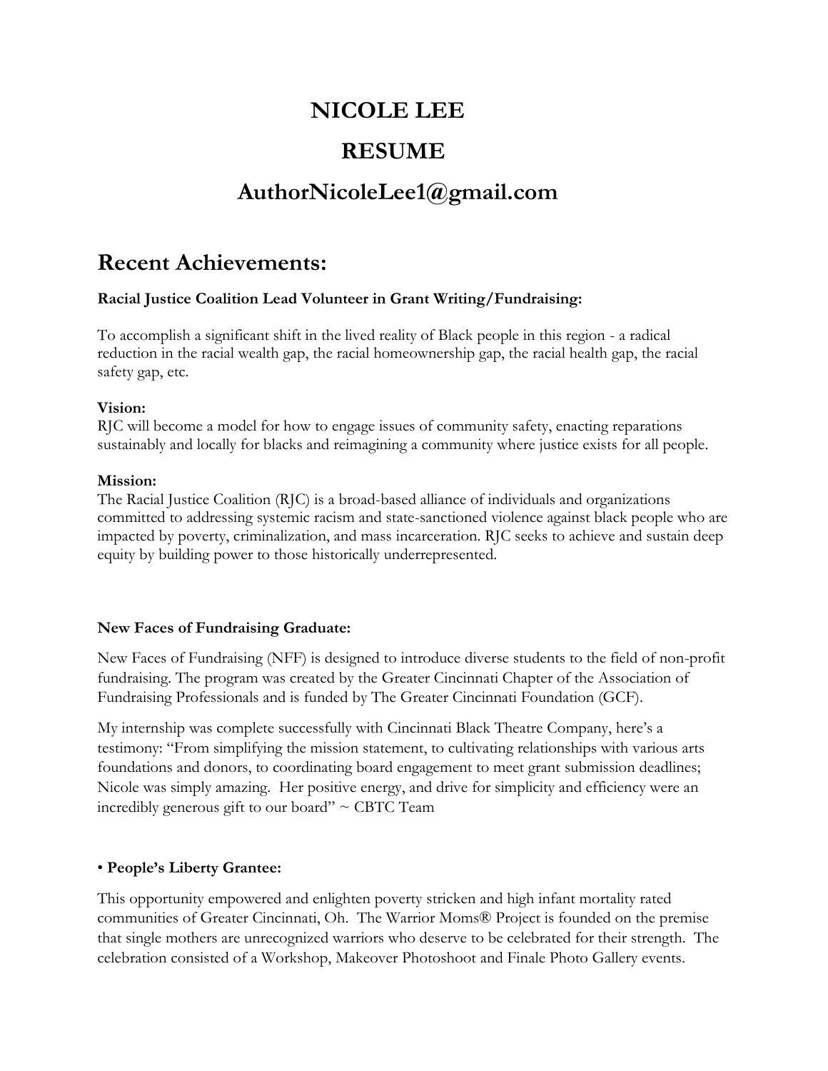# NICOLE LEE

# RESUME

# AuthorNicoleLee1@gmail.com

## Recent Achievements:

**Racial Justice Coalition Lead Volunteer in Grant Writing/Fundraising:**

To accomplish a significant shift in the lived reality of Black people in this region - a radical reduction in the racial wealth gap, the racial homeownership gap, the racial health gap, the racial safety gap, etc.

**Vision:**
RJC will become a model for how to engage issues of community safety, enacting reparations sustainably and locally for blacks and reimagining a community where justice exists for all people.

**Mission:**
The Racial Justice Coalition (RJC) is a broad-based alliance of individuals and organizations committed to addressing systemic racism and state-sanctioned violence against black people who are impacted by poverty, criminalization, and mass incarceration. RJC seeks to achieve and sustain deep equity by building power to those historically underrepresented.

**New Faces of Fundraising Graduate:**

New Faces of Fundraising (NFF) is designed to introduce diverse students to the field of non-profit fundraising. The program was created by the Greater Cincinnati Chapter of the Association of Fundraising Professionals and is funded by The Greater Cincinnati Foundation (GCF).

My internship was complete successfully with Cincinnati Black Theatre Company, here's a testimony: "From simplifying the mission statement, to cultivating relationships with various arts foundations and donors, to coordinating board engagement to meet grant submission deadlines; Nicole was simply amazing. Her positive energy, and drive for simplicity and efficiency were an incredibly generous gift to our board" ~ CBTC Team

- **People's Liberty Grantee:**

This opportunity empowered and enlighten poverty stricken and high infant mortality rated communities of Greater Cincinnati, Oh. The Warrior Moms® Project is founded on the premise that single mothers are unrecognized warriors who deserve to be celebrated for their strength. The celebration consisted of a Workshop, Makeover Photoshoot and Finale Photo Gallery events.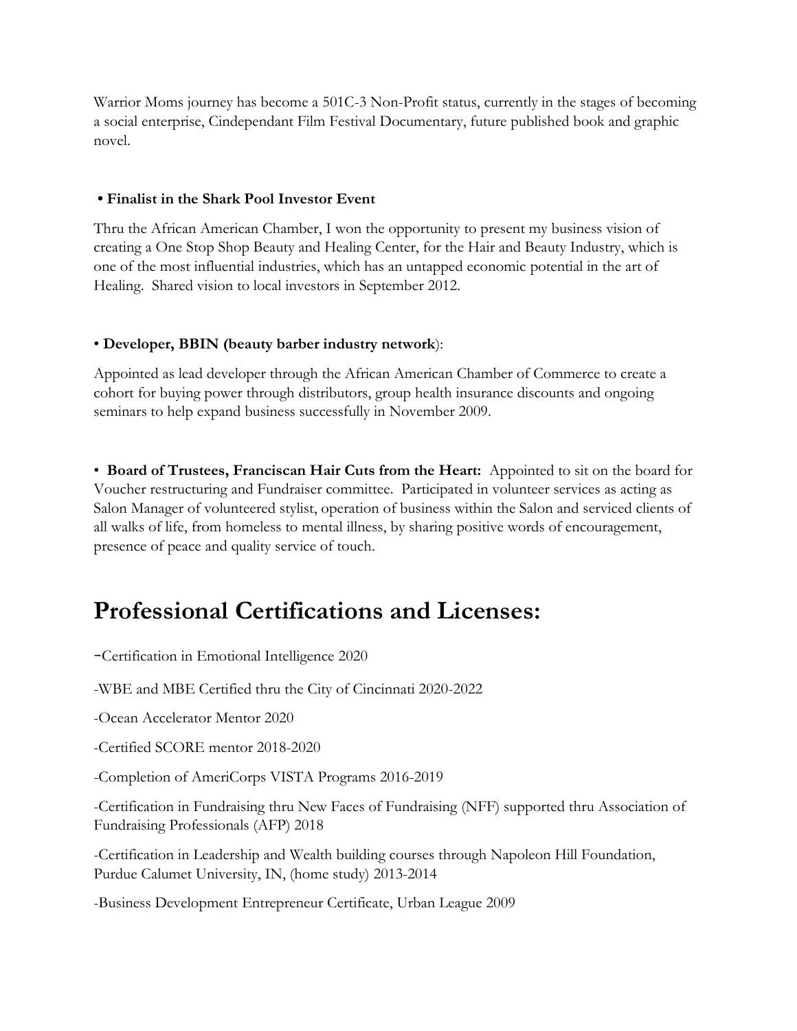Warrior Moms journey has become a 501C-3 Non-Profit status, currently in the stages of becoming a social enterprise, Cindependant Film Festival Documentary, future published book and graphic novel.

**• Finalist in the Shark Pool Investor Event**

Thru the African American Chamber, I won the opportunity to present my business vision of creating a One Stop Shop Beauty and Healing Center, for the Hair and Beauty Industry, which is one of the most influential industries, which has an untapped economic potential in the art of Healing. Shared vision to local investors in September 2012.

• **Developer, BBIN (beauty barber industry network**):

Appointed as lead developer through the African American Chamber of Commerce to create a cohort for buying power through distributors, group health insurance discounts and ongoing seminars to help expand business successfully in November 2009.

• **Board of Trustees, Franciscan Hair Cuts from the Heart:** Appointed to sit on the board for Voucher restructuring and Fundraiser committee. Participated in volunteer services as acting as Salon Manager of volunteered stylist, operation of business within the Salon and serviced clients of all walks of life, from homeless to mental illness, by sharing positive words of encouragement, presence of peace and quality service of touch.

# Professional Certifications and Licenses:

-Certification in Emotional Intelligence 2020

-WBE and MBE Certified thru the City of Cincinnati 2020-2022

-Ocean Accelerator Mentor 2020

-Certified SCORE mentor 2018-2020

-Completion of AmeriCorps VISTA Programs 2016-2019

-Certification in Fundraising thru New Faces of Fundraising (NFF) supported thru Association of Fundraising Professionals (AFP) 2018

-Certification in Leadership and Wealth building courses through Napoleon Hill Foundation, Purdue Calumet University, IN, (home study) 2013-2014

-Business Development Entrepreneur Certificate, Urban League 2009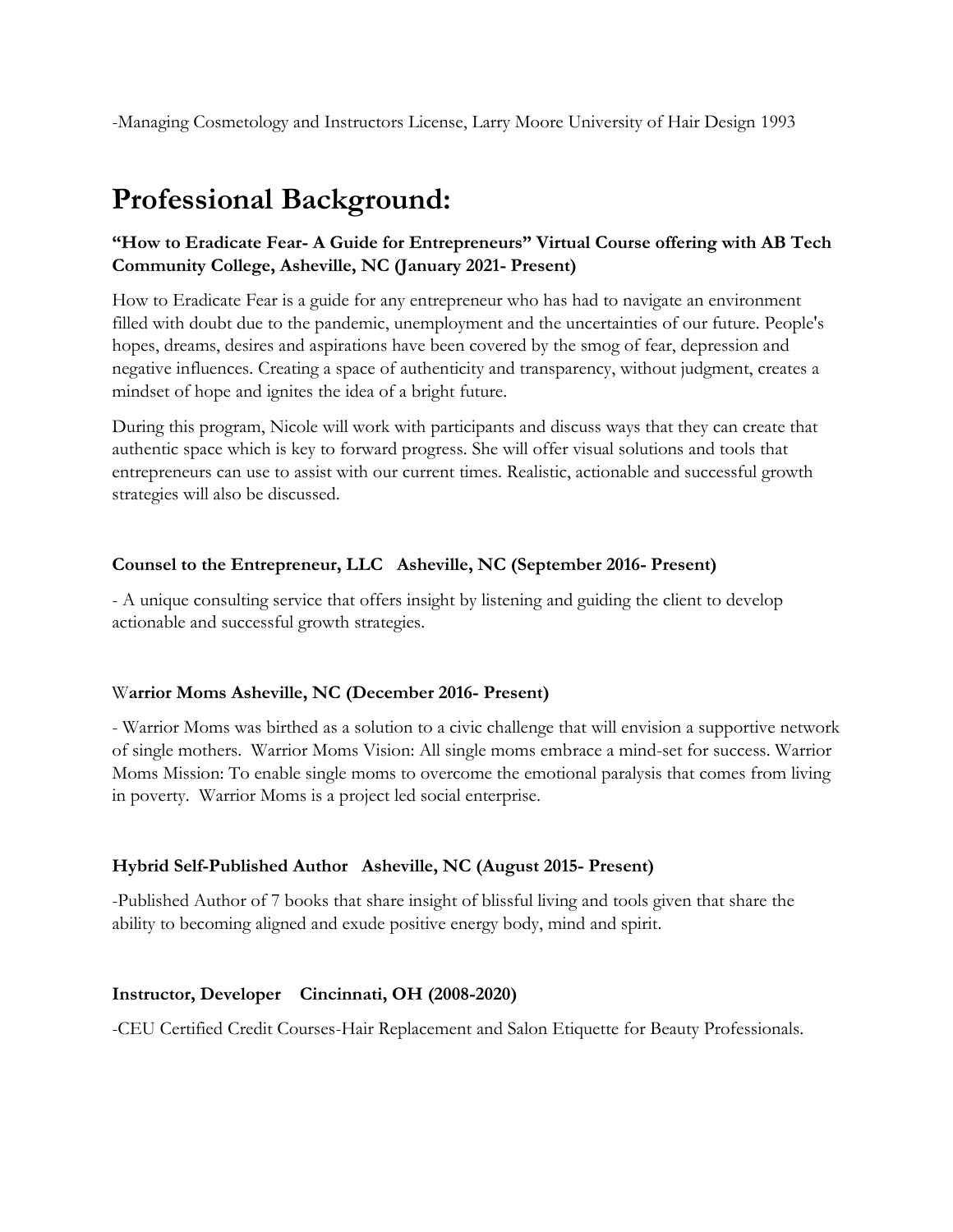-Managing Cosmetology and Instructors License, Larry Moore University of Hair Design 1993

# Professional Background:

**"How to Eradicate Fear- A Guide for Entrepreneurs" Virtual Course offering with AB Tech Community College, Asheville, NC (January 2021- Present)**

How to Eradicate Fear is a guide for any entrepreneur who has had to navigate an environment filled with doubt due to the pandemic, unemployment and the uncertainties of our future. People's hopes, dreams, desires and aspirations have been covered by the smog of fear, depression and negative influences. Creating a space of authenticity and transparency, without judgment, creates a mindset of hope and ignites the idea of a bright future.

During this program, Nicole will work with participants and discuss ways that they can create that authentic space which is key to forward progress. She will offer visual solutions and tools that entrepreneurs can use to assist with our current times. Realistic, actionable and successful growth strategies will also be discussed.

**Counsel to the Entrepreneur, LLC Asheville, NC (September 2016- Present)**

- A unique consulting service that offers insight by listening and guiding the client to develop actionable and successful growth strategies.

W**arrior Moms Asheville, NC (December 2016- Present)**

- Warrior Moms was birthed as a solution to a civic challenge that will envision a supportive network of single mothers. Warrior Moms Vision: All single moms embrace a mind-set for success. Warrior Moms Mission: To enable single moms to overcome the emotional paralysis that comes from living in poverty. Warrior Moms is a project led social enterprise.

**Hybrid Self-Published Author Asheville, NC (August 2015- Present)**

-Published Author of 7 books that share insight of blissful living and tools given that share the ability to becoming aligned and exude positive energy body, mind and spirit.

**Instructor, Developer Cincinnati, OH (2008-2020)**

-CEU Certified Credit Courses-Hair Replacement and Salon Etiquette for Beauty Professionals.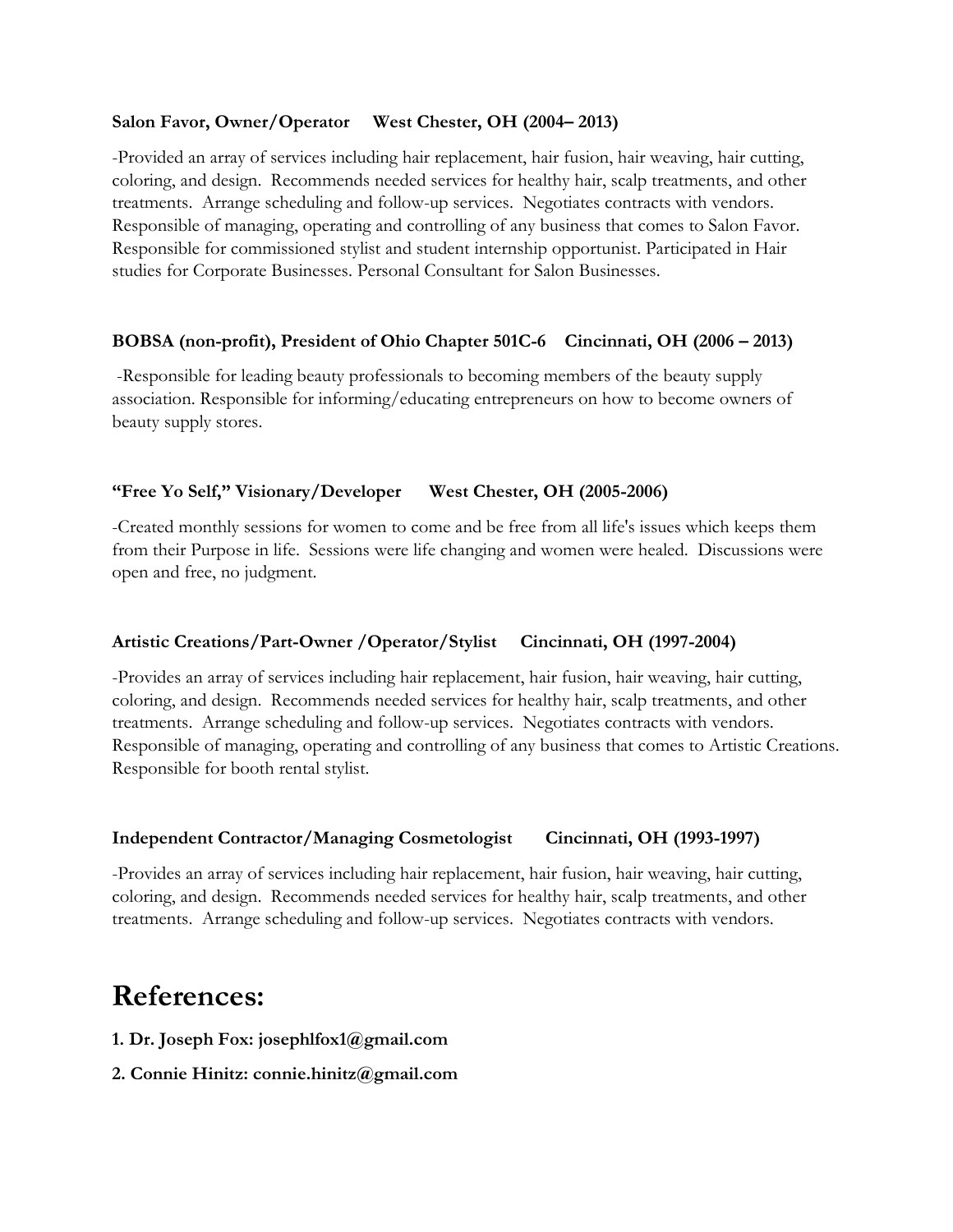**Salon Favor, Owner/Operator     West Chester, OH (2004– 2013)**

-Provided an array of services including hair replacement, hair fusion, hair weaving, hair cutting, coloring, and design. Recommends needed services for healthy hair, scalp treatments, and other treatments. Arrange scheduling and follow-up services. Negotiates contracts with vendors. Responsible of managing, operating and controlling of any business that comes to Salon Favor. Responsible for commissioned stylist and student internship opportunist. Participated in Hair studies for Corporate Businesses. Personal Consultant for Salon Businesses.

**BOBSA (non-profit), President of Ohio Chapter 501C-6     Cincinnati, OH (2006 – 2013)**

-Responsible for leading beauty professionals to becoming members of the beauty supply association. Responsible for informing/educating entrepreneurs on how to become owners of beauty supply stores.

**"Free Yo Self," Visionary/Developer     West Chester, OH (2005-2006)**

-Created monthly sessions for women to come and be free from all life's issues which keeps them from their Purpose in life. Sessions were life changing and women were healed. Discussions were open and free, no judgment.

**Artistic Creations/Part-Owner /Operator/Stylist     Cincinnati, OH (1997-2004)**

-Provides an array of services including hair replacement, hair fusion, hair weaving, hair cutting, coloring, and design. Recommends needed services for healthy hair, scalp treatments, and other treatments. Arrange scheduling and follow-up services. Negotiates contracts with vendors. Responsible of managing, operating and controlling of any business that comes to Artistic Creations. Responsible for booth rental stylist.

**Independent Contractor/Managing Cosmetologist     Cincinnati, OH (1993-1997)**

-Provides an array of services including hair replacement, hair fusion, hair weaving, hair cutting, coloring, and design. Recommends needed services for healthy hair, scalp treatments, and other treatments. Arrange scheduling and follow-up services. Negotiates contracts with vendors.

# References:

**1. Dr. Joseph Fox: josephlfox1@gmail.com**

**2. Connie Hinitz: connie.hinitz@gmail.com**